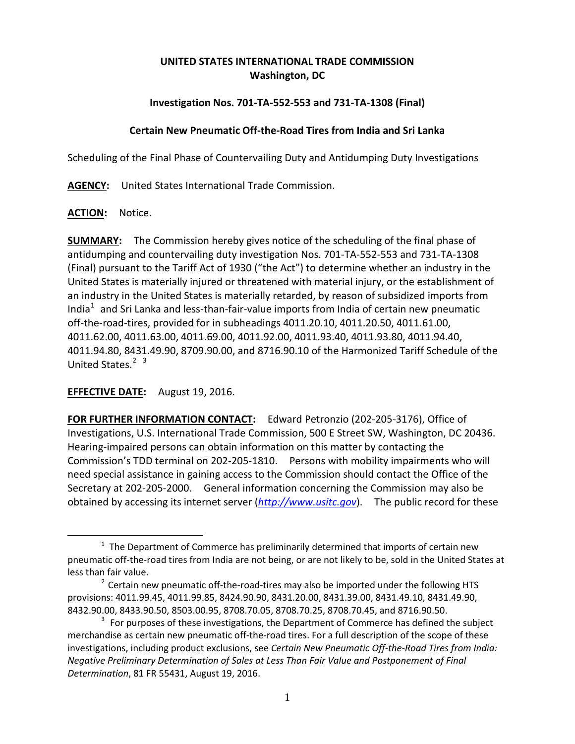**UNITED STATES INTERNATIONAL TRADE COMMISSION**
**Washington, DC**

**Investigation Nos. 701-TA-552-553 and 731-TA-1308 (Final)**

**Certain New Pneumatic Off-the-Road Tires from India and Sri Lanka**

Scheduling of the Final Phase of Countervailing Duty and Antidumping Duty Investigations

**AGENCY:** United States International Trade Commission.

**ACTION:** Notice.

**SUMMARY:** The Commission hereby gives notice of the scheduling of the final phase of antidumping and countervailing duty investigation Nos. 701-TA-552-553 and 731-TA-1308 (Final) pursuant to the Tariff Act of 1930 ("the Act") to determine whether an industry in the United States is materially injured or threatened with material injury, or the establishment of an industry in the United States is materially retarded, by reason of subsidized imports from India[1] and Sri Lanka and less-than-fair-value imports from India of certain new pneumatic off-the-road-tires, provided for in subheadings 4011.20.10, 4011.20.50, 4011.61.00, 4011.62.00, 4011.63.00, 4011.69.00, 4011.92.00, 4011.93.40, 4011.93.80, 4011.94.40, 4011.94.80, 8431.49.90, 8709.90.00, and 8716.90.10 of the Harmonized Tariff Schedule of the United States.[2] [3]

**EFFECTIVE DATE:** August 19, 2016.

**FOR FURTHER INFORMATION CONTACT:** Edward Petronzio (202-205-3176), Office of Investigations, U.S. International Trade Commission, 500 E Street SW, Washington, DC 20436. Hearing-impaired persons can obtain information on this matter by contacting the Commission's TDD terminal on 202-205-1810. Persons with mobility impairments who will need special assistance in gaining access to the Commission should contact the Office of the Secretary at 202-205-2000. General information concerning the Commission may also be obtained by accessing its internet server (*http://www.usitc.gov*). The public record for these

---

[1] The Department of Commerce has preliminarily determined that imports of certain new pneumatic off-the-road tires from India are not being, or are not likely to be, sold in the United States at less than fair value.

[2] Certain new pneumatic off-the-road-tires may also be imported under the following HTS provisions: 4011.99.45, 4011.99.85, 8424.90.90, 8431.20.00, 8431.39.00, 8431.49.10, 8431.49.90, 8432.90.00, 8433.90.50, 8503.00.95, 8708.70.05, 8708.70.25, 8708.70.45, and 8716.90.50.

[3] For purposes of these investigations, the Department of Commerce has defined the subject merchandise as certain new pneumatic off-the-road tires. For a full description of the scope of these investigations, including product exclusions, see *Certain New Pneumatic Off-the-Road Tires from India: Negative Preliminary Determination of Sales at Less Than Fair Value and Postponement of Final Determination*, 81 FR 55431, August 19, 2016.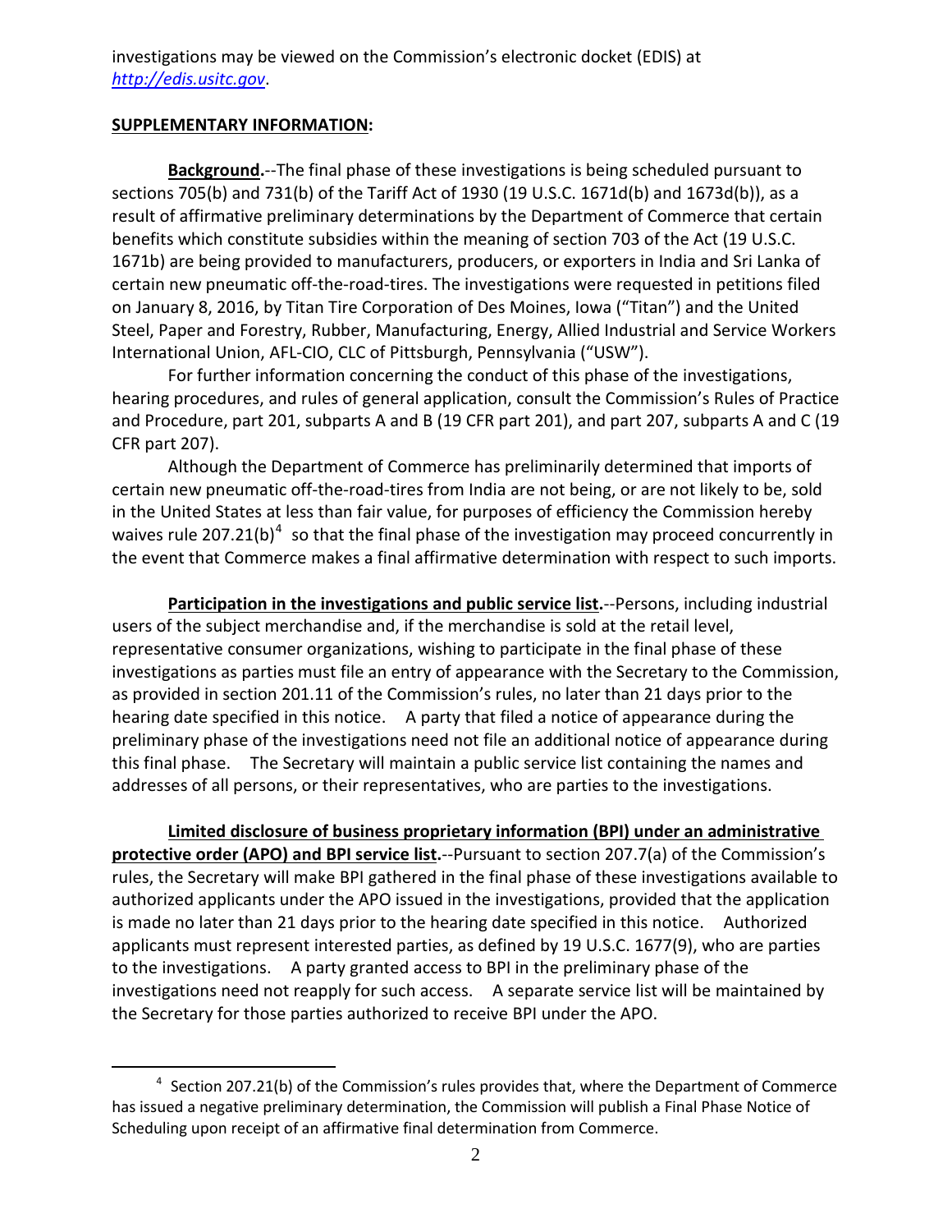investigations may be viewed on the Commission's electronic docket (EDIS) at *http://edis.usitc.gov*.

**SUPPLEMENTARY INFORMATION:**

**Background.**--The final phase of these investigations is being scheduled pursuant to sections 705(b) and 731(b) of the Tariff Act of 1930 (19 U.S.C. 1671d(b) and 1673d(b)), as a result of affirmative preliminary determinations by the Department of Commerce that certain benefits which constitute subsidies within the meaning of section 703 of the Act (19 U.S.C. 1671b) are being provided to manufacturers, producers, or exporters in India and Sri Lanka of certain new pneumatic off-the-road-tires. The investigations were requested in petitions filed on January 8, 2016, by Titan Tire Corporation of Des Moines, Iowa ("Titan") and the United Steel, Paper and Forestry, Rubber, Manufacturing, Energy, Allied Industrial and Service Workers International Union, AFL-CIO, CLC of Pittsburgh, Pennsylvania ("USW").

For further information concerning the conduct of this phase of the investigations, hearing procedures, and rules of general application, consult the Commission's Rules of Practice and Procedure, part 201, subparts A and B (19 CFR part 201), and part 207, subparts A and C (19 CFR part 207).

Although the Department of Commerce has preliminarily determined that imports of certain new pneumatic off-the-road-tires from India are not being, or are not likely to be, sold in the United States at less than fair value, for purposes of efficiency the Commission hereby waives rule 207.21(b)[4] so that the final phase of the investigation may proceed concurrently in the event that Commerce makes a final affirmative determination with respect to such imports.

**Participation in the investigations and public service list.**--Persons, including industrial users of the subject merchandise and, if the merchandise is sold at the retail level, representative consumer organizations, wishing to participate in the final phase of these investigations as parties must file an entry of appearance with the Secretary to the Commission, as provided in section 201.11 of the Commission's rules, no later than 21 days prior to the hearing date specified in this notice. A party that filed a notice of appearance during the preliminary phase of the investigations need not file an additional notice of appearance during this final phase. The Secretary will maintain a public service list containing the names and addresses of all persons, or their representatives, who are parties to the investigations.

**Limited disclosure of business proprietary information (BPI) under an administrative protective order (APO) and BPI service list.**--Pursuant to section 207.7(a) of the Commission's rules, the Secretary will make BPI gathered in the final phase of these investigations available to authorized applicants under the APO issued in the investigations, provided that the application is made no later than 21 days prior to the hearing date specified in this notice. Authorized applicants must represent interested parties, as defined by 19 U.S.C. 1677(9), who are parties to the investigations. A party granted access to BPI in the preliminary phase of the investigations need not reapply for such access. A separate service list will be maintained by the Secretary for those parties authorized to receive BPI under the APO.

---

[4] Section 207.21(b) of the Commission's rules provides that, where the Department of Commerce has issued a negative preliminary determination, the Commission will publish a Final Phase Notice of Scheduling upon receipt of an affirmative final determination from Commerce.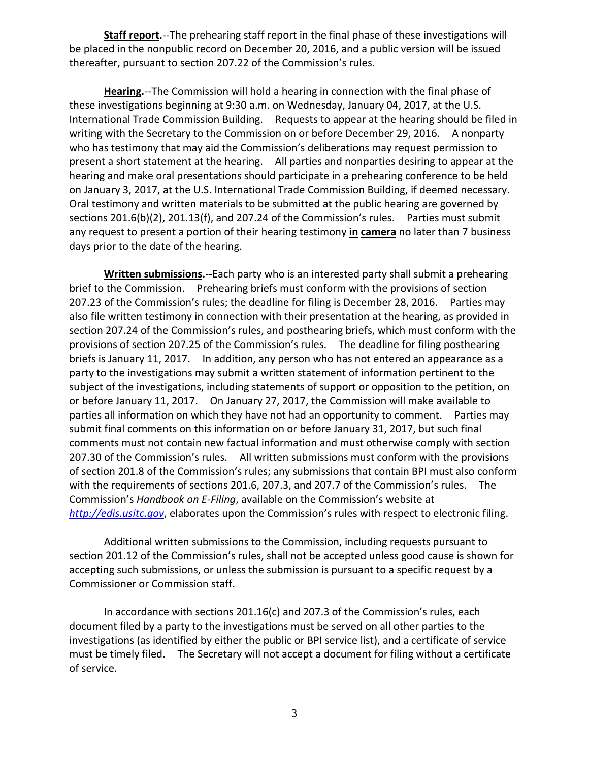**Staff report.**--The prehearing staff report in the final phase of these investigations will be placed in the nonpublic record on December 20, 2016, and a public version will be issued thereafter, pursuant to section 207.22 of the Commission's rules.

**Hearing.**--The Commission will hold a hearing in connection with the final phase of these investigations beginning at 9:30 a.m. on Wednesday, January 04, 2017, at the U.S. International Trade Commission Building. Requests to appear at the hearing should be filed in writing with the Secretary to the Commission on or before December 29, 2016. A nonparty who has testimony that may aid the Commission's deliberations may request permission to present a short statement at the hearing. All parties and nonparties desiring to appear at the hearing and make oral presentations should participate in a prehearing conference to be held on January 3, 2017, at the U.S. International Trade Commission Building, if deemed necessary. Oral testimony and written materials to be submitted at the public hearing are governed by sections 201.6(b)(2), 201.13(f), and 207.24 of the Commission's rules. Parties must submit any request to present a portion of their hearing testimony **in camera** no later than 7 business days prior to the date of the hearing.

**Written submissions.**--Each party who is an interested party shall submit a prehearing brief to the Commission. Prehearing briefs must conform with the provisions of section 207.23 of the Commission's rules; the deadline for filing is December 28, 2016. Parties may also file written testimony in connection with their presentation at the hearing, as provided in section 207.24 of the Commission's rules, and posthearing briefs, which must conform with the provisions of section 207.25 of the Commission's rules. The deadline for filing posthearing briefs is January 11, 2017. In addition, any person who has not entered an appearance as a party to the investigations may submit a written statement of information pertinent to the subject of the investigations, including statements of support or opposition to the petition, on or before January 11, 2017. On January 27, 2017, the Commission will make available to parties all information on which they have not had an opportunity to comment. Parties may submit final comments on this information on or before January 31, 2017, but such final comments must not contain new factual information and must otherwise comply with section 207.30 of the Commission's rules. All written submissions must conform with the provisions of section 201.8 of the Commission's rules; any submissions that contain BPI must also conform with the requirements of sections 201.6, 207.3, and 207.7 of the Commission's rules. The Commission's *Handbook on E-Filing*, available on the Commission's website at *http://edis.usitc.gov*, elaborates upon the Commission's rules with respect to electronic filing.

Additional written submissions to the Commission, including requests pursuant to section 201.12 of the Commission's rules, shall not be accepted unless good cause is shown for accepting such submissions, or unless the submission is pursuant to a specific request by a Commissioner or Commission staff.

In accordance with sections 201.16(c) and 207.3 of the Commission's rules, each document filed by a party to the investigations must be served on all other parties to the investigations (as identified by either the public or BPI service list), and a certificate of service must be timely filed. The Secretary will not accept a document for filing without a certificate of service.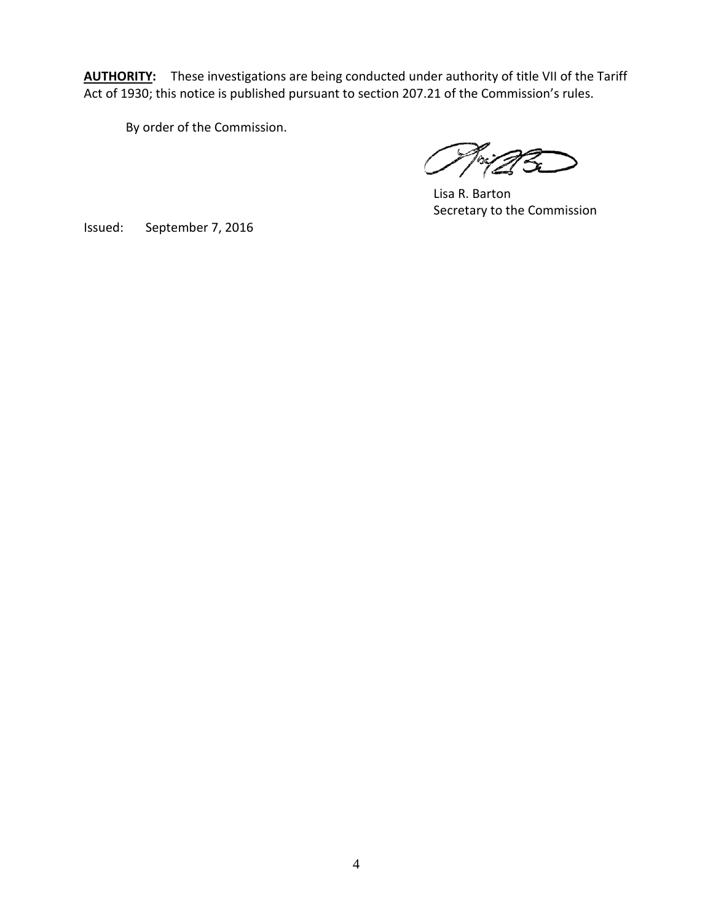**<u>AUTHORITY</u>:** These investigations are being conducted under authority of title VII of the Tariff Act of 1930; this notice is published pursuant to section 207.21 of the Commission's rules.

By order of the Commission.

Lisa R. Barton
Secretary to the Commission

Issued: September 7, 2016